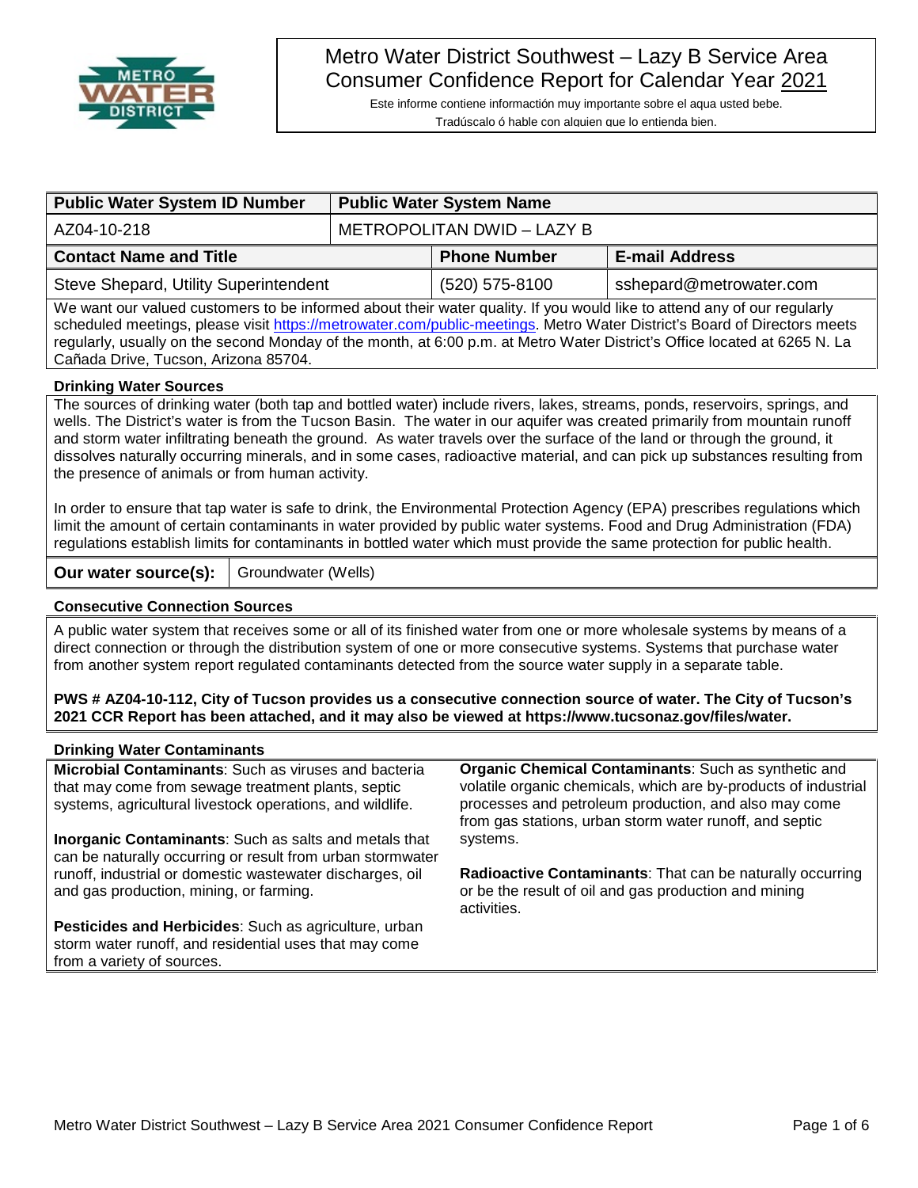# Metro Water District Southwest – Lazy B Service Area Consumer Confidence Report for Calendar Year 2021

Este informe contiene informactión muy importante sobre el aqua usted bebe.
Tradúscalo ó hable con alguien que lo entienda bien.

| Public Water System ID Number | Public Water System Name | |
|---|---|---|
| AZ04-10-218 | METROPOLITAN DWID – LAZY B | |

| Contact Name and Title | Phone Number | E-mail Address |
|---|---|---|
| Steve Shepard, Utility Superintendent | (520) 575-8100 | sshepard@metrowater.com |

We want our valued customers to be informed about their water quality. If you would like to attend any of our regularly scheduled meetings, please visit [https://metrowater.com/public-meetings](https://metrowater.com/public-meetings). Metro Water District's Board of Directors meets regularly, usually on the second Monday of the month, at 6:00 p.m. at Metro Water District's Office located at 6265 N. La Cañada Drive, Tucson, Arizona 85704.

### Drinking Water Sources

The sources of drinking water (both tap and bottled water) include rivers, lakes, streams, ponds, reservoirs, springs, and wells. The District's water is from the Tucson Basin. The water in our aquifer was created primarily from mountain runoff and storm water infiltrating beneath the ground. As water travels over the surface of the land or through the ground, it dissolves naturally occurring minerals, and in some cases, radioactive material, and can pick up substances resulting from the presence of animals or from human activity.

In order to ensure that tap water is safe to drink, the Environmental Protection Agency (EPA) prescribes regulations which limit the amount of certain contaminants in water provided by public water systems. Food and Drug Administration (FDA) regulations establish limits for contaminants in bottled water which must provide the same protection for public health.

| Our water source(s): | Groundwater (Wells) |
|---|---|

### Consecutive Connection Sources

A public water system that receives some or all of its finished water from one or more wholesale systems by means of a direct connection or through the distribution system of one or more consecutive systems. Systems that purchase water from another system report regulated contaminants detected from the source water supply in a separate table.

**PWS # AZ04-10-112, City of Tucson provides us a consecutive connection source of water. The City of Tucson's 2021 CCR Report has been attached, and it may also be viewed at https://www.tucsonaz.gov/files/water.**

### Drinking Water Contaminants

**Microbial Contaminants**: Such as viruses and bacteria that may come from sewage treatment plants, septic systems, agricultural livestock operations, and wildlife.

**Inorganic Contaminants**: Such as salts and metals that can be naturally occurring or result from urban stormwater runoff, industrial or domestic wastewater discharges, oil and gas production, mining, or farming.

**Pesticides and Herbicides**: Such as agriculture, urban storm water runoff, and residential uses that may come from a variety of sources.

**Organic Chemical Contaminants**: Such as synthetic and volatile organic chemicals, which are by-products of industrial processes and petroleum production, and also may come from gas stations, urban storm water runoff, and septic systems.

**Radioactive Contaminants**: That can be naturally occurring or be the result of oil and gas production and mining activities.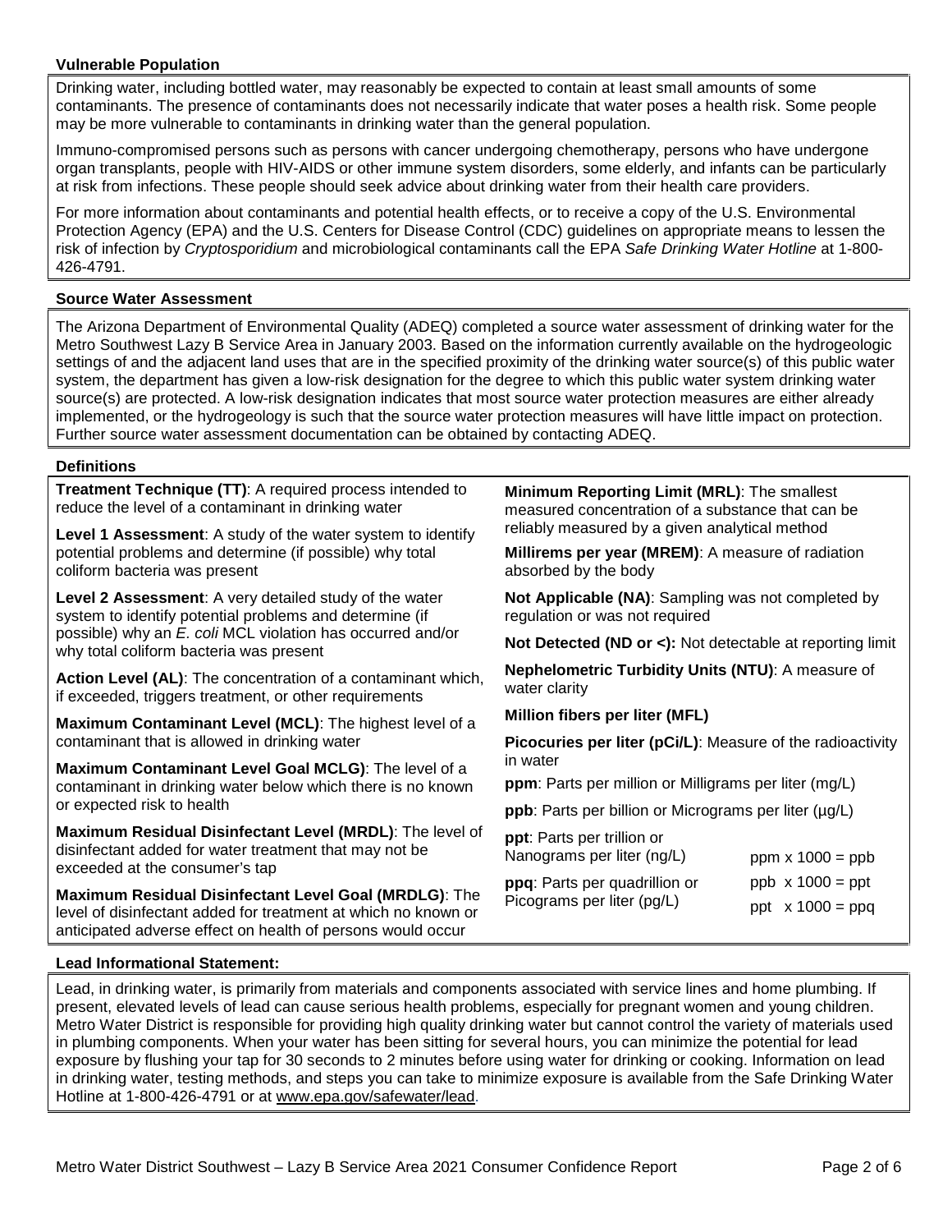## Vulnerable Population

Drinking water, including bottled water, may reasonably be expected to contain at least small amounts of some contaminants. The presence of contaminants does not necessarily indicate that water poses a health risk. Some people may be more vulnerable to contaminants in drinking water than the general population.

Immuno-compromised persons such as persons with cancer undergoing chemotherapy, persons who have undergone organ transplants, people with HIV-AIDS or other immune system disorders, some elderly, and infants can be particularly at risk from infections. These people should seek advice about drinking water from their health care providers.

For more information about contaminants and potential health effects, or to receive a copy of the U.S. Environmental Protection Agency (EPA) and the U.S. Centers for Disease Control (CDC) guidelines on appropriate means to lessen the risk of infection by *Cryptosporidium* and microbiological contaminants call the EPA *Safe Drinking Water Hotline* at 1-800-426-4791.

## Source Water Assessment

The Arizona Department of Environmental Quality (ADEQ) completed a source water assessment of drinking water for the Metro Southwest Lazy B Service Area in January 2003. Based on the information currently available on the hydrogeologic settings of and the adjacent land uses that are in the specified proximity of the drinking water source(s) of this public water system, the department has given a low-risk designation for the degree to which this public water system drinking water source(s) are protected. A low-risk designation indicates that most source water protection measures are either already implemented, or the hydrogeology is such that the source water protection measures will have little impact on protection. Further source water assessment documentation can be obtained by contacting ADEQ.

## Definitions

**Treatment Technique (TT)**: A required process intended to reduce the level of a contaminant in drinking water

**Level 1 Assessment**: A study of the water system to identify potential problems and determine (if possible) why total coliform bacteria was present

**Level 2 Assessment**: A very detailed study of the water system to identify potential problems and determine (if possible) why an *E. coli* MCL violation has occurred and/or why total coliform bacteria was present

**Action Level (AL)**: The concentration of a contaminant which, if exceeded, triggers treatment, or other requirements

**Maximum Contaminant Level (MCL)**: The highest level of a contaminant that is allowed in drinking water

**Maximum Contaminant Level Goal MCLG)**: The level of a contaminant in drinking water below which there is no known or expected risk to health

**Maximum Residual Disinfectant Level (MRDL)**: The level of disinfectant added for water treatment that may not be exceeded at the consumer's tap

**Maximum Residual Disinfectant Level Goal (MRDLG)**: The level of disinfectant added for treatment at which no known or anticipated adverse effect on health of persons would occur

**Minimum Reporting Limit (MRL)**: The smallest measured concentration of a substance that can be reliably measured by a given analytical method

**Millirems per year (MREM)**: A measure of radiation absorbed by the body

**Not Applicable (NA)**: Sampling was not completed by regulation or was not required

**Not Detected (ND or <):** Not detectable at reporting limit

**Nephelometric Turbidity Units (NTU)**: A measure of water clarity

**Million fibers per liter (MFL)**

**Picocuries per liter (pCi/L)**: Measure of the radioactivity in water

**ppm**: Parts per million or Milligrams per liter (mg/L)

**ppb**: Parts per billion or Micrograms per liter (µg/L)

**ppt**: Parts per trillion or Nanograms per liter (ng/L)

**ppq**: Parts per quadrillion or Picograms per liter (pg/L)

ppm x 1000 = ppb

ppb x 1000 = ppt

ppt x 1000 = ppq

## Lead Informational Statement:

Lead, in drinking water, is primarily from materials and components associated with service lines and home plumbing. If present, elevated levels of lead can cause serious health problems, especially for pregnant women and young children. Metro Water District is responsible for providing high quality drinking water but cannot control the variety of materials used in plumbing components. When your water has been sitting for several hours, you can minimize the potential for lead exposure by flushing your tap for 30 seconds to 2 minutes before using water for drinking or cooking. Information on lead in drinking water, testing methods, and steps you can take to minimize exposure is available from the Safe Drinking Water Hotline at 1-800-426-4791 or at www.epa.gov/safewater/lead.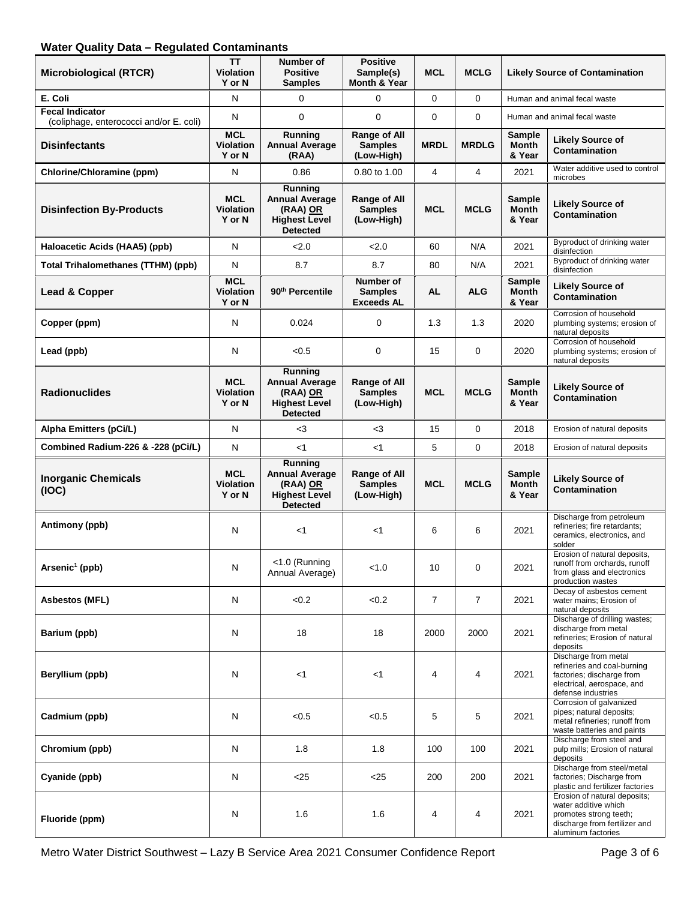## Water Quality Data – Regulated Contaminants

| Microbiological (RTCR) | TT Violation Y or N | Number of Positive Samples | Positive Sample(s) Month & Year | MCL | MCLG | Likely Source of Contamination | |
|---|---|---|---|---|---|---|---|
| E. Coli | N | 0 | 0 | 0 | 0 | Human and animal fecal waste | |
| Fecal Indicator (coliphage, enterococci and/or E. coli) | N | 0 | 0 | 0 | 0 | Human and animal fecal waste | |
| **Disinfectants** | **MCL Violation Y or N** | **Running Annual Average (RAA)** | **Range of All Samples (Low-High)** | **MRDL** | **MRDLG** | **Sample Month & Year** | **Likely Source of Contamination** |
| Chlorine/Chloramine (ppm) | N | 0.86 | 0.80 to 1.00 | 4 | 4 | 2021 | Water additive used to control microbes |
| **Disinfection By-Products** | **MCL Violation Y or N** | **Running Annual Average (RAA) OR Highest Level Detected** | **Range of All Samples (Low-High)** | **MCL** | **MCLG** | **Sample Month & Year** | **Likely Source of Contamination** |
| Haloacetic Acids (HAA5) (ppb) | N | <2.0 | <2.0 | 60 | N/A | 2021 | Byproduct of drinking water disinfection |
| Total Trihalomethanes (TTHM) (ppb) | N | 8.7 | 8.7 | 80 | N/A | 2021 | Byproduct of drinking water disinfection |
| **Lead & Copper** | **MCL Violation Y or N** | **90th Percentile** | **Number of Samples Exceeds AL** | **AL** | **ALG** | **Sample Month & Year** | **Likely Source of Contamination** |
| Copper (ppm) | N | 0.024 | 0 | 1.3 | 1.3 | 2020 | Corrosion of household plumbing systems; erosion of natural deposits |
| Lead (ppb) | N | <0.5 | 0 | 15 | 0 | 2020 | Corrosion of household plumbing systems; erosion of natural deposits |
| **Radionuclides** | **MCL Violation Y or N** | **Running Annual Average (RAA) OR Highest Level Detected** | **Range of All Samples (Low-High)** | **MCL** | **MCLG** | **Sample Month & Year** | **Likely Source of Contamination** |
| Alpha Emitters (pCi/L) | N | <3 | <3 | 15 | 0 | 2018 | Erosion of natural deposits |
| Combined Radium-226 & -228 (pCi/L) | N | <1 | <1 | 5 | 0 | 2018 | Erosion of natural deposits |
| **Inorganic Chemicals (IOC)** | **MCL Violation Y or N** | **Running Annual Average (RAA) OR Highest Level Detected** | **Range of All Samples (Low-High)** | **MCL** | **MCLG** | **Sample Month & Year** | **Likely Source of Contamination** |
| Antimony (ppb) | N | <1 | <1 | 6 | 6 | 2021 | Discharge from petroleum refineries; fire retardants; ceramics, electronics, and solder |
| Arsenic[1] (ppb) | N | <1.0 (Running Annual Average) | <1.0 | 10 | 0 | 2021 | Erosion of natural deposits, runoff from orchards, runoff from glass and electronics production wastes |
| Asbestos (MFL) | N | <0.2 | <0.2 | 7 | 7 | 2021 | Decay of asbestos cement water mains; Erosion of natural deposits |
| Barium (ppb) | N | 18 | 18 | 2000 | 2000 | 2021 | Discharge of drilling wastes; discharge from metal refineries; Erosion of natural deposits |
| Beryllium (ppb) | N | <1 | <1 | 4 | 4 | 2021 | Discharge from metal refineries and coal-burning factories; discharge from electrical, aerospace, and defense industries |
| Cadmium (ppb) | N | <0.5 | <0.5 | 5 | 5 | 2021 | Corrosion of galvanized pipes; natural deposits; metal refineries; runoff from waste batteries and paints |
| Chromium (ppb) | N | 1.8 | 1.8 | 100 | 100 | 2021 | Discharge from steel and pulp mills; Erosion of natural deposits |
| Cyanide (ppb) | N | <25 | <25 | 200 | 200 | 2021 | Discharge from steel/metal factories; Discharge from plastic and fertilizer factories |
| Fluoride (ppm) | N | 1.6 | 1.6 | 4 | 4 | 2021 | Erosion of natural deposits; water additive which promotes strong teeth; discharge from fertilizer and aluminum factories |

Metro Water District Southwest – Lazy B Service Area 2021 Consumer Confidence Report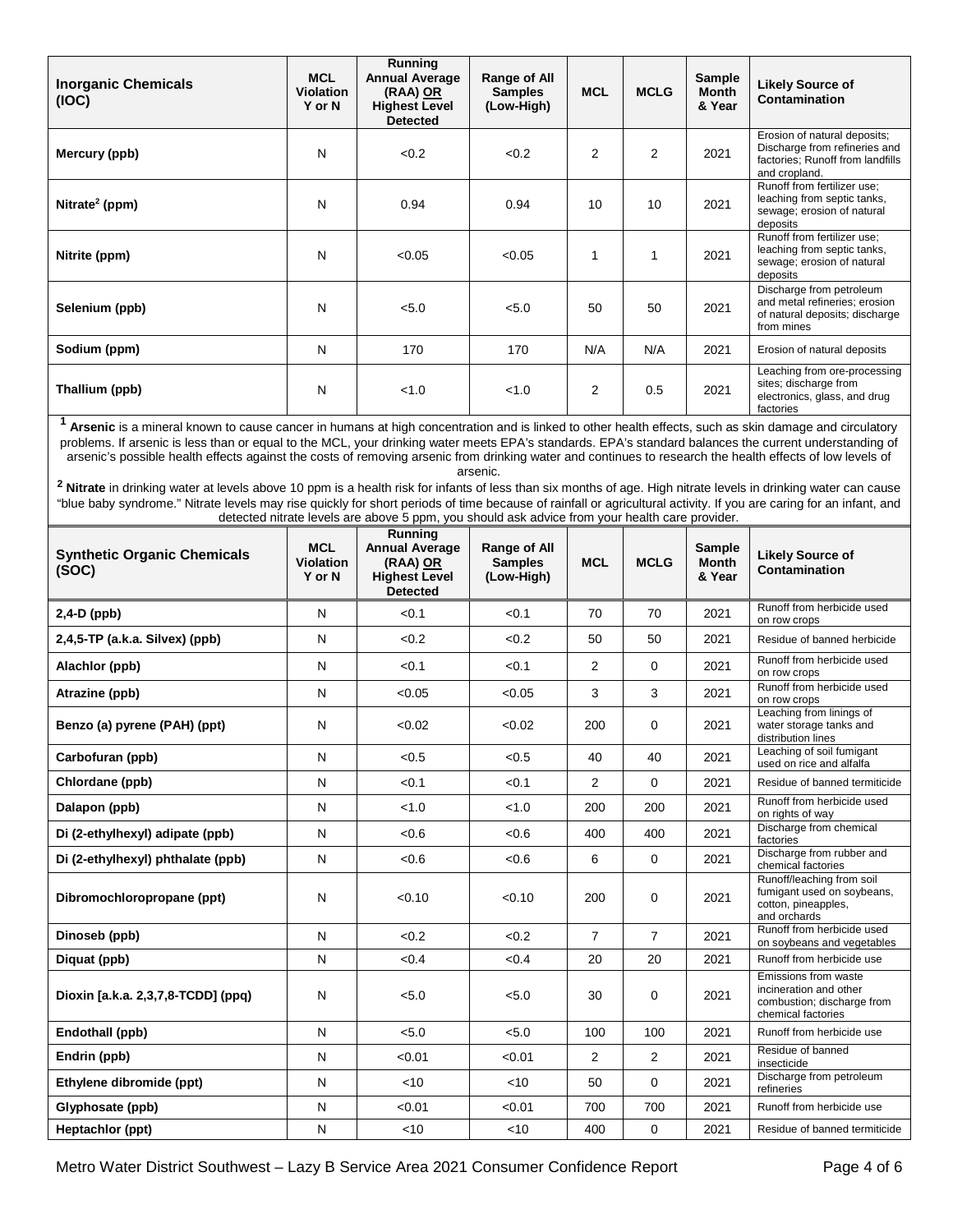| Inorganic Chemicals (IOC) | MCL Violation Y or N | Running Annual Average (RAA) OR Highest Level Detected | Range of All Samples (Low-High) | MCL | MCLG | Sample Month & Year | Likely Source of Contamination |
|---|---|---|---|---|---|---|---|
| Mercury (ppb) | N | <0.2 | <0.2 | 2 | 2 | 2021 | Erosion of natural deposits; Discharge from refineries and factories; Runoff from landfills and cropland. |
| Nitrate[2] (ppm) | N | 0.94 | 0.94 | 10 | 10 | 2021 | Runoff from fertilizer use; leaching from septic tanks, sewage; erosion of natural deposits |
| Nitrite (ppm) | N | <0.05 | <0.05 | 1 | 1 | 2021 | Runoff from fertilizer use; leaching from septic tanks, sewage; erosion of natural deposits |
| Selenium (ppb) | N | <5.0 | <5.0 | 50 | 50 | 2021 | Discharge from petroleum and metal refineries; erosion of natural deposits; discharge from mines |
| Sodium (ppm) | N | 170 | 170 | N/A | N/A | 2021 | Erosion of natural deposits |
| Thallium (ppb) | N | <1.0 | <1.0 | 2 | 0.5 | 2021 | Leaching from ore-processing sites; discharge from electronics, glass, and drug factories |

[1] **Arsenic** is a mineral known to cause cancer in humans at high concentration and is linked to other health effects, such as skin damage and circulatory problems. If arsenic is less than or equal to the MCL, your drinking water meets EPA's standards. EPA's standard balances the current understanding of arsenic's possible health effects against the costs of removing arsenic from drinking water and continues to research the health effects of low levels of arsenic.

[2] **Nitrate** in drinking water at levels above 10 ppm is a health risk for infants of less than six months of age. High nitrate levels in drinking water can cause "blue baby syndrome." Nitrate levels may rise quickly for short periods of time because of rainfall or agricultural activity. If you are caring for an infant, and detected nitrate levels are above 5 ppm, you should ask advice from your health care provider.

| Synthetic Organic Chemicals (SOC) | MCL Violation Y or N | Running Annual Average (RAA) OR Highest Level Detected | Range of All Samples (Low-High) | MCL | MCLG | Sample Month & Year | Likely Source of Contamination |
|---|---|---|---|---|---|---|---|
| 2,4-D (ppb) | N | <0.1 | <0.1 | 70 | 70 | 2021 | Runoff from herbicide used on row crops |
| 2,4,5-TP (a.k.a. Silvex) (ppb) | N | <0.2 | <0.2 | 50 | 50 | 2021 | Residue of banned herbicide |
| Alachlor (ppb) | N | <0.1 | <0.1 | 2 | 0 | 2021 | Runoff from herbicide used on row crops |
| Atrazine (ppb) | N | <0.05 | <0.05 | 3 | 3 | 2021 | Runoff from herbicide used on row crops |
| Benzo (a) pyrene (PAH) (ppt) | N | <0.02 | <0.02 | 200 | 0 | 2021 | Leaching from linings of water storage tanks and distribution lines |
| Carbofuran (ppb) | N | <0.5 | <0.5 | 40 | 40 | 2021 | Leaching of soil fumigant used on rice and alfalfa |
| Chlordane (ppb) | N | <0.1 | <0.1 | 2 | 0 | 2021 | Residue of banned termiticide |
| Dalapon (ppb) | N | <1.0 | <1.0 | 200 | 200 | 2021 | Runoff from herbicide used on rights of way |
| Di (2-ethylhexyl) adipate (ppb) | N | <0.6 | <0.6 | 400 | 400 | 2021 | Discharge from chemical factories |
| Di (2-ethylhexyl) phthalate (ppb) | N | <0.6 | <0.6 | 6 | 0 | 2021 | Discharge from rubber and chemical factories |
| Dibromochloropropane (ppt) | N | <0.10 | <0.10 | 200 | 0 | 2021 | Runoff/leaching from soil fumigant used on soybeans, cotton, pineapples, and orchards |
| Dinoseb (ppb) | N | <0.2 | <0.2 | 7 | 7 | 2021 | Runoff from herbicide used on soybeans and vegetables |
| Diquat (ppb) | N | <0.4 | <0.4 | 20 | 20 | 2021 | Runoff from herbicide use |
| Dioxin [a.k.a. 2,3,7,8-TCDD] (ppq) | N | <5.0 | <5.0 | 30 | 0 | 2021 | Emissions from waste incineration and other combustion; discharge from chemical factories |
| Endothall (ppb) | N | <5.0 | <5.0 | 100 | 100 | 2021 | Runoff from herbicide use |
| Endrin (ppb) | N | <0.01 | <0.01 | 2 | 2 | 2021 | Residue of banned insecticide |
| Ethylene dibromide (ppt) | N | <10 | <10 | 50 | 0 | 2021 | Discharge from petroleum refineries |
| Glyphosate (ppb) | N | <0.01 | <0.01 | 700 | 700 | 2021 | Runoff from herbicide use |
| Heptachlor (ppt) | N | <10 | <10 | 400 | 0 | 2021 | Residue of banned termiticide |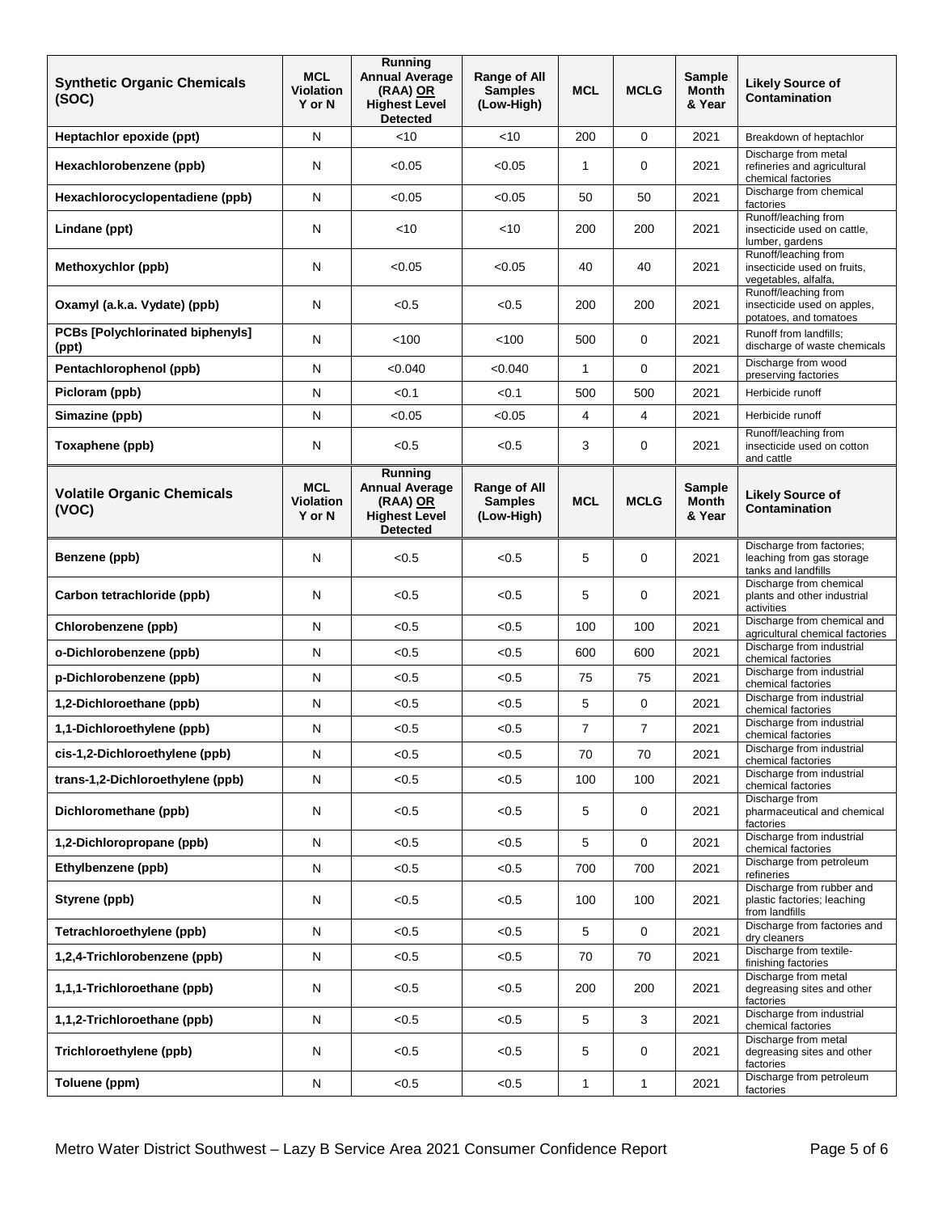| Synthetic Organic Chemicals (SOC) | MCL Violation Y or N | Running Annual Average (RAA) OR Highest Level Detected | Range of All Samples (Low-High) | MCL | MCLG | Sample Month & Year | Likely Source of Contamination |
|---|---|---|---|---|---|---|---|
| Heptachlor epoxide (ppt) | N | <10 | <10 | 200 | 0 | 2021 | Breakdown of heptachlor |
| Hexachlorobenzene (ppb) | N | <0.05 | <0.05 | 1 | 0 | 2021 | Discharge from metal refineries and agricultural chemical factories |
| Hexachlorocyclopentadiene (ppb) | N | <0.05 | <0.05 | 50 | 50 | 2021 | Discharge from chemical factories |
| Lindane (ppt) | N | <10 | <10 | 200 | 200 | 2021 | Runoff/leaching from insecticide used on cattle, lumber, gardens |
| Methoxychlor (ppb) | N | <0.05 | <0.05 | 40 | 40 | 2021 | Runoff/leaching from insecticide used on fruits, vegetables, alfalfa, |
| Oxamyl (a.k.a. Vydate) (ppb) | N | <0.5 | <0.5 | 200 | 200 | 2021 | Runoff/leaching from insecticide used on apples, potatoes, and tomatoes |
| PCBs [Polychlorinated biphenyls] (ppt) | N | <100 | <100 | 500 | 0 | 2021 | Runoff from landfills; discharge of waste chemicals |
| Pentachlorophenol (ppb) | N | <0.040 | <0.040 | 1 | 0 | 2021 | Discharge from wood preserving factories |
| Picloram (ppb) | N | <0.1 | <0.1 | 500 | 500 | 2021 | Herbicide runoff |
| Simazine (ppb) | N | <0.05 | <0.05 | 4 | 4 | 2021 | Herbicide runoff |
| Toxaphene (ppb) | N | <0.5 | <0.5 | 3 | 0 | 2021 | Runoff/leaching from insecticide used on cotton and cattle |

| Volatile Organic Chemicals (VOC) | MCL Violation Y or N | Running Annual Average (RAA) OR Highest Level Detected | Range of All Samples (Low-High) | MCL | MCLG | Sample Month & Year | Likely Source of Contamination |
|---|---|---|---|---|---|---|---|
| Benzene (ppb) | N | <0.5 | <0.5 | 5 | 0 | 2021 | Discharge from factories; leaching from gas storage tanks and landfills |
| Carbon tetrachloride (ppb) | N | <0.5 | <0.5 | 5 | 0 | 2021 | Discharge from chemical plants and other industrial activities |
| Chlorobenzene (ppb) | N | <0.5 | <0.5 | 100 | 100 | 2021 | Discharge from chemical and agricultural chemical factories |
| o-Dichlorobenzene (ppb) | N | <0.5 | <0.5 | 600 | 600 | 2021 | Discharge from industrial chemical factories |
| p-Dichlorobenzene (ppb) | N | <0.5 | <0.5 | 75 | 75 | 2021 | Discharge from industrial chemical factories |
| 1,2-Dichloroethane (ppb) | N | <0.5 | <0.5 | 5 | 0 | 2021 | Discharge from industrial chemical factories |
| 1,1-Dichloroethylene (ppb) | N | <0.5 | <0.5 | 7 | 7 | 2021 | Discharge from industrial chemical factories |
| cis-1,2-Dichloroethylene (ppb) | N | <0.5 | <0.5 | 70 | 70 | 2021 | Discharge from industrial chemical factories |
| trans-1,2-Dichloroethylene (ppb) | N | <0.5 | <0.5 | 100 | 100 | 2021 | Discharge from industrial chemical factories |
| Dichloromethane (ppb) | N | <0.5 | <0.5 | 5 | 0 | 2021 | Discharge from pharmaceutical and chemical factories |
| 1,2-Dichloropropane (ppb) | N | <0.5 | <0.5 | 5 | 0 | 2021 | Discharge from industrial chemical factories |
| Ethylbenzene (ppb) | N | <0.5 | <0.5 | 700 | 700 | 2021 | Discharge from petroleum refineries |
| Styrene (ppb) | N | <0.5 | <0.5 | 100 | 100 | 2021 | Discharge from rubber and plastic factories; leaching from landfills |
| Tetrachloroethylene (ppb) | N | <0.5 | <0.5 | 5 | 0 | 2021 | Discharge from factories and dry cleaners |
| 1,2,4-Trichlorobenzene (ppb) | N | <0.5 | <0.5 | 70 | 70 | 2021 | Discharge from textile-finishing factories |
| 1,1,1-Trichloroethane (ppb) | N | <0.5 | <0.5 | 200 | 200 | 2021 | Discharge from metal degreasing sites and other factories |
| 1,1,2-Trichloroethane (ppb) | N | <0.5 | <0.5 | 5 | 3 | 2021 | Discharge from industrial chemical factories |
| Trichloroethylene (ppb) | N | <0.5 | <0.5 | 5 | 0 | 2021 | Discharge from metal degreasing sites and other factories |
| Toluene (ppm) | N | <0.5 | <0.5 | 1 | 1 | 2021 | Discharge from petroleum factories |

Metro Water District Southwest – Lazy B Service Area 2021 Consumer Confidence Report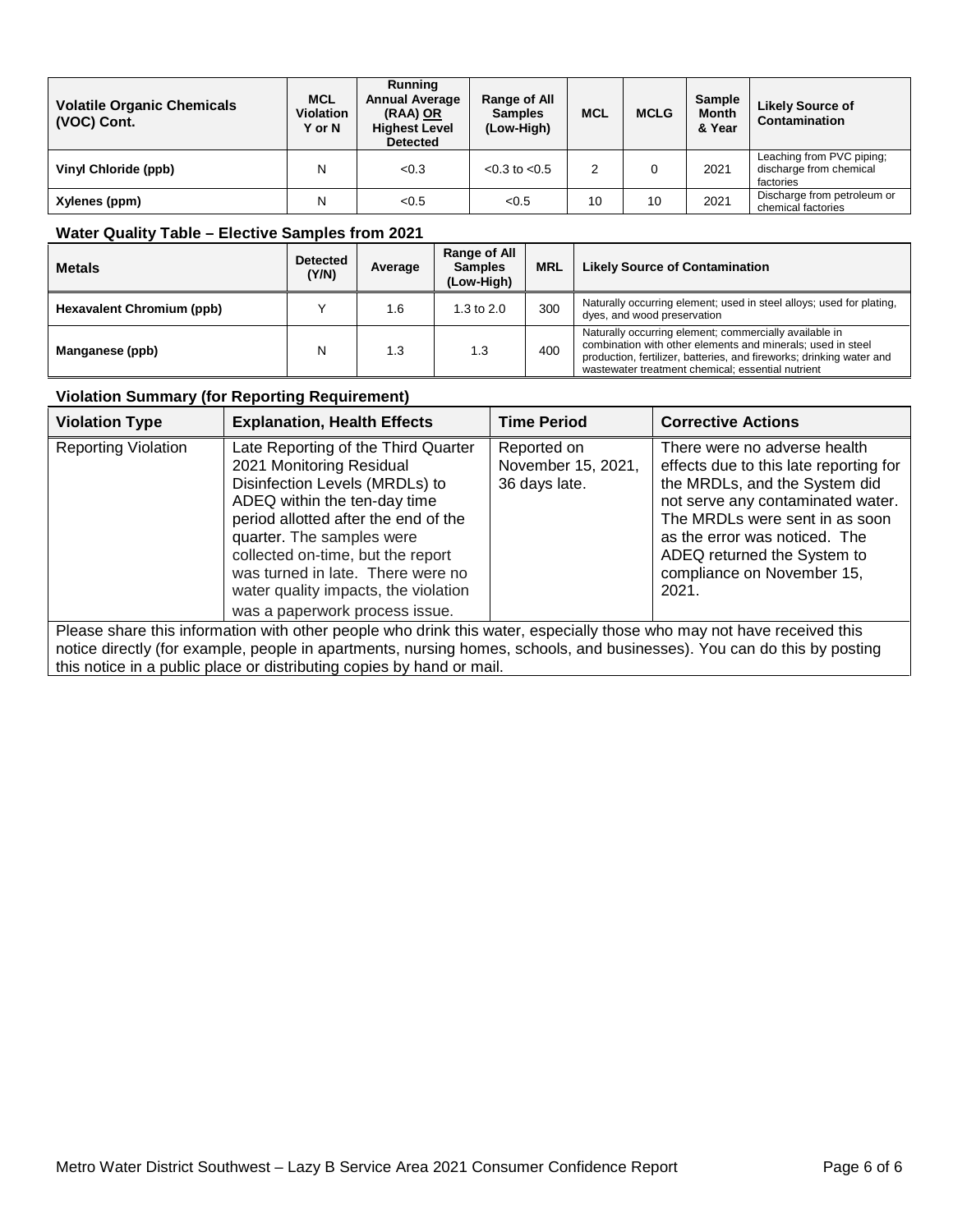| Volatile Organic Chemicals (VOC) Cont. | MCL Violation Y or N | Running Annual Average (RAA) OR Highest Level Detected | Range of All Samples (Low-High) | MCL | MCLG | Sample Month & Year | Likely Source of Contamination |
|---|---|---|---|---|---|---|---|
| Vinyl Chloride (ppb) | N | <0.3 | <0.3 to <0.5 | 2 | 0 | 2021 | Leaching from PVC piping; discharge from chemical factories |
| Xylenes (ppm) | N | <0.5 | <0.5 | 10 | 10 | 2021 | Discharge from petroleum or chemical factories |

**Water Quality Table – Elective Samples from 2021**

| Metals | Detected (Y/N) | Average | Range of All Samples (Low-High) | MRL | Likely Source of Contamination |
|---|---|---|---|---|---|
| Hexavalent Chromium (ppb) | Y | 1.6 | 1.3 to 2.0 | 300 | Naturally occurring element; used in steel alloys; used for plating, dyes, and wood preservation |
| Manganese (ppb) | N | 1.3 | 1.3 | 400 | Naturally occurring element; commercially available in combination with other elements and minerals; used in steel production, fertilizer, batteries, and fireworks; drinking water and wastewater treatment chemical; essential nutrient |

**Violation Summary (for Reporting Requirement)**

| Violation Type | Explanation, Health Effects | Time Period | Corrective Actions |
|---|---|---|---|
| Reporting Violation | Late Reporting of the Third Quarter 2021 Monitoring Residual Disinfection Levels (MRDLs) to ADEQ within the ten-day time period allotted after the end of the quarter. The samples were collected on-time, but the report was turned in late. There were no water quality impacts, the violation was a paperwork process issue. | Reported on November 15, 2021, 36 days late. | There were no adverse health effects due to this late reporting for the MRDLs, and the System did not serve any contaminated water. The MRDLs were sent in as soon as the error was noticed. The ADEQ returned the System to compliance on November 15, 2021. |

Please share this information with other people who drink this water, especially those who may not have received this notice directly (for example, people in apartments, nursing homes, schools, and businesses). You can do this by posting this notice in a public place or distributing copies by hand or mail.